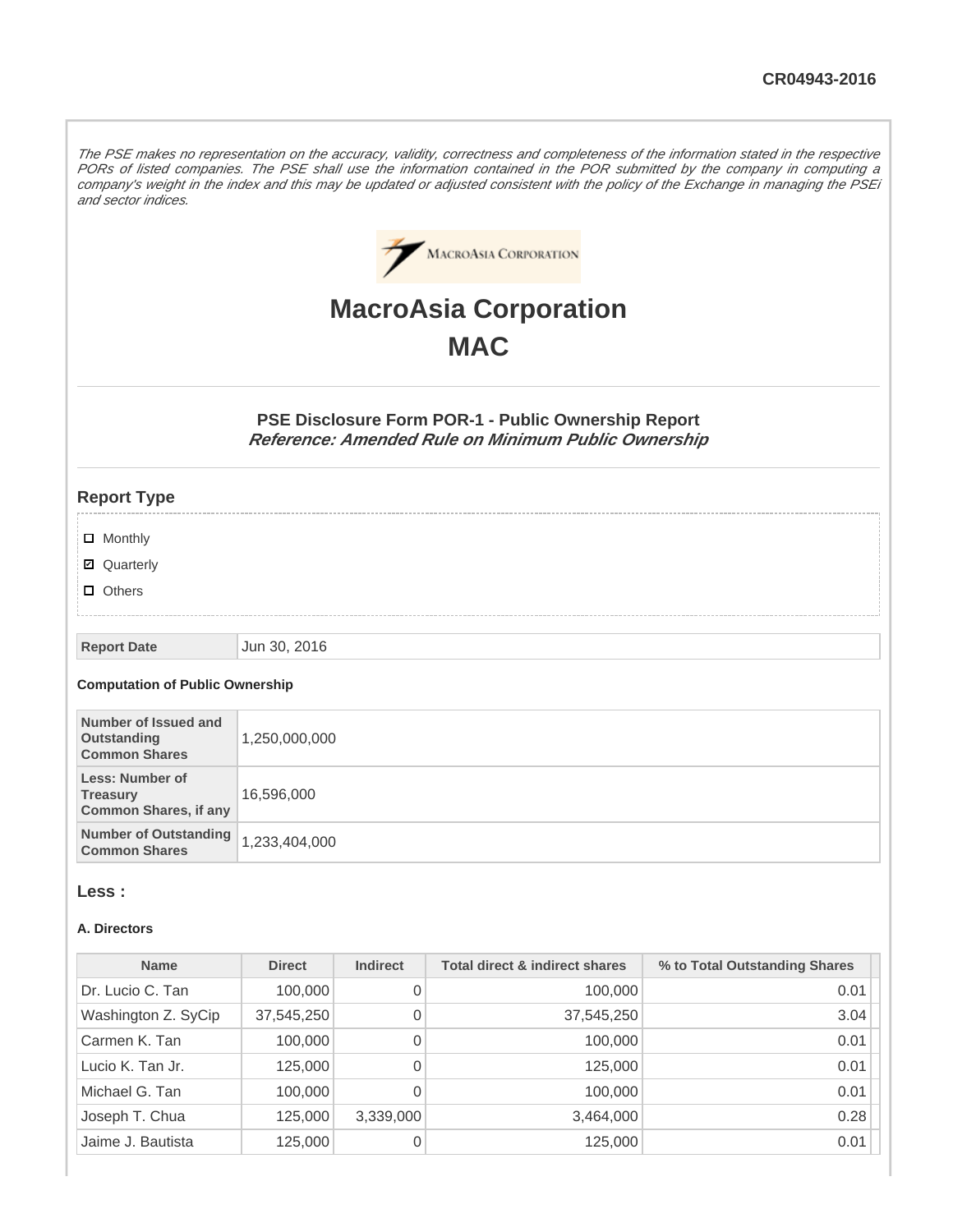CR04943-2016

*The PSE makes no representation on the accuracy, validity, correctness and completeness of the information stated in the respective PORs of listed companies. The PSE shall use the information contained in the POR submitted by the company in computing a company's weight in the index and this may be updated or adjusted consistent with the policy of the Exchange in managing the PSEi and sector indices.*

# MacroAsia Corporation
# MAC

### PSE Disclosure Form POR-1 - Public Ownership Report
***Reference: Amended Rule on Minimum Public Ownership***

## Report Type

- ☐ Monthly
- ☑ Quarterly
- ☐ Others

| Report Date | Jun 30, 2016 |
|---|---|

**Computation of Public Ownership**

| Number of Issued and Outstanding Common Shares | 1,250,000,000 |
|---|---|
| Less: Number of Treasury Common Shares, if any | 16,596,000 |
| Number of Outstanding Common Shares | 1,233,404,000 |

## Less :

**A. Directors**

| Name | Direct | Indirect | Total direct & indirect shares | % to Total Outstanding Shares |
|---|---|---|---|---|
| Dr. Lucio C. Tan | 100,000 | 0 | 100,000 | 0.01 |
| Washington Z. SyCip | 37,545,250 | 0 | 37,545,250 | 3.04 |
| Carmen K. Tan | 100,000 | 0 | 100,000 | 0.01 |
| Lucio K. Tan Jr. | 125,000 | 0 | 125,000 | 0.01 |
| Michael G. Tan | 100,000 | 0 | 100,000 | 0.01 |
| Joseph T. Chua | 125,000 | 3,339,000 | 3,464,000 | 0.28 |
| Jaime J. Bautista | 125,000 | 0 | 125,000 | 0.01 |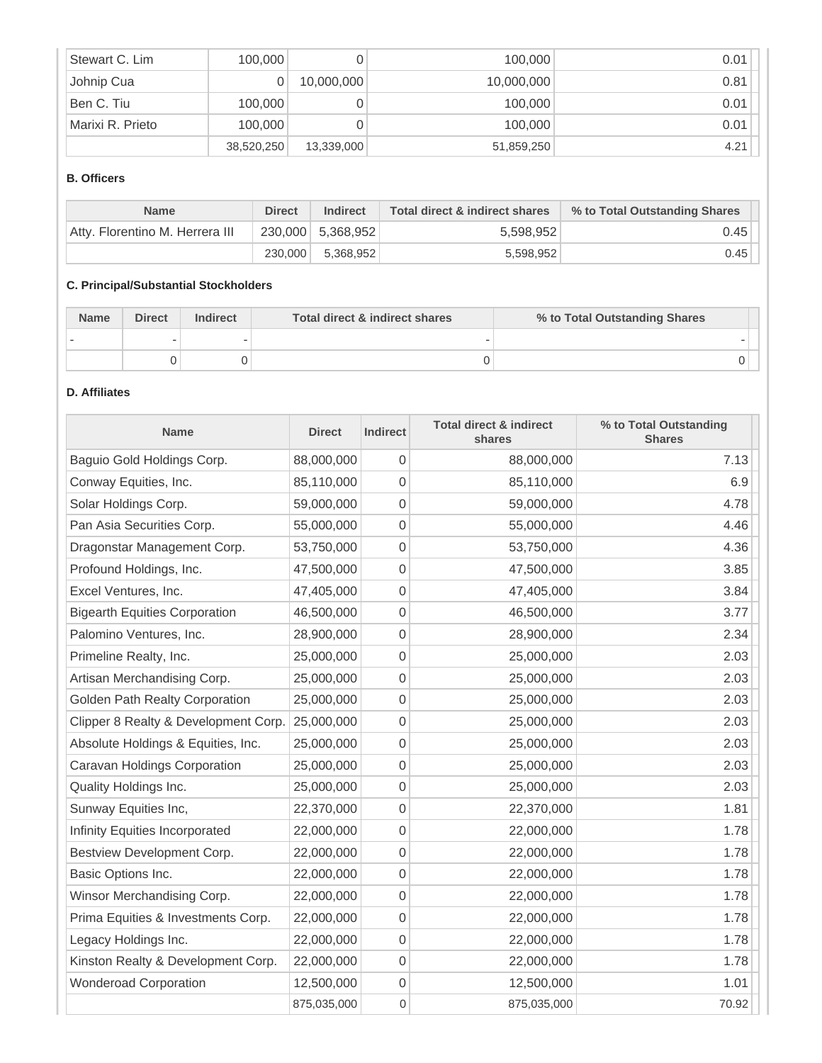| | | | | |
|---|---|---|---|---|
| Stewart C. Lim | 100,000 | 0 | 100,000 | 0.01 |
| Johnip Cua | 0 | 10,000,000 | 10,000,000 | 0.81 |
| Ben C. Tiu | 100,000 | 0 | 100,000 | 0.01 |
| Marixi R. Prieto | 100,000 | 0 | 100,000 | 0.01 |
| | 38,520,250 | 13,339,000 | 51,859,250 | 4.21 |

**B. Officers**

| Name | Direct | Indirect | Total direct & indirect shares | % to Total Outstanding Shares |
|---|---|---|---|---|
| Atty. Florentino M. Herrera III | 230,000 | 5,368,952 | 5,598,952 | 0.45 |
| | 230,000 | 5,368,952 | 5,598,952 | 0.45 |

**C. Principal/Substantial Stockholders**

| Name | Direct | Indirect | Total direct & indirect shares | % to Total Outstanding Shares |
|---|---|---|---|---|
| - | - | - | - | - |
| | 0 | 0 | 0 | 0 |

**D. Affiliates**

| Name | Direct | Indirect | Total direct & indirect shares | % to Total Outstanding Shares |
|---|---|---|---|---|
| Baguio Gold Holdings Corp. | 88,000,000 | 0 | 88,000,000 | 7.13 |
| Conway Equities, Inc. | 85,110,000 | 0 | 85,110,000 | 6.9 |
| Solar Holdings Corp. | 59,000,000 | 0 | 59,000,000 | 4.78 |
| Pan Asia Securities Corp. | 55,000,000 | 0 | 55,000,000 | 4.46 |
| Dragonstar Management Corp. | 53,750,000 | 0 | 53,750,000 | 4.36 |
| Profound Holdings, Inc. | 47,500,000 | 0 | 47,500,000 | 3.85 |
| Excel Ventures, Inc. | 47,405,000 | 0 | 47,405,000 | 3.84 |
| Bigearth Equities Corporation | 46,500,000 | 0 | 46,500,000 | 3.77 |
| Palomino Ventures, Inc. | 28,900,000 | 0 | 28,900,000 | 2.34 |
| Primeline Realty, Inc. | 25,000,000 | 0 | 25,000,000 | 2.03 |
| Artisan Merchandising Corp. | 25,000,000 | 0 | 25,000,000 | 2.03 |
| Golden Path Realty Corporation | 25,000,000 | 0 | 25,000,000 | 2.03 |
| Clipper 8 Realty & Development Corp. | 25,000,000 | 0 | 25,000,000 | 2.03 |
| Absolute Holdings & Equities, Inc. | 25,000,000 | 0 | 25,000,000 | 2.03 |
| Caravan Holdings Corporation | 25,000,000 | 0 | 25,000,000 | 2.03 |
| Quality Holdings Inc. | 25,000,000 | 0 | 25,000,000 | 2.03 |
| Sunway Equities Inc, | 22,370,000 | 0 | 22,370,000 | 1.81 |
| Infinity Equities Incorporated | 22,000,000 | 0 | 22,000,000 | 1.78 |
| Bestview Development Corp. | 22,000,000 | 0 | 22,000,000 | 1.78 |
| Basic Options Inc. | 22,000,000 | 0 | 22,000,000 | 1.78 |
| Winsor Merchandising Corp. | 22,000,000 | 0 | 22,000,000 | 1.78 |
| Prima Equities & Investments Corp. | 22,000,000 | 0 | 22,000,000 | 1.78 |
| Legacy Holdings Inc. | 22,000,000 | 0 | 22,000,000 | 1.78 |
| Kinston Realty & Development Corp. | 22,000,000 | 0 | 22,000,000 | 1.78 |
| Wonderoad Corporation | 12,500,000 | 0 | 12,500,000 | 1.01 |
| | 875,035,000 | 0 | 875,035,000 | 70.92 |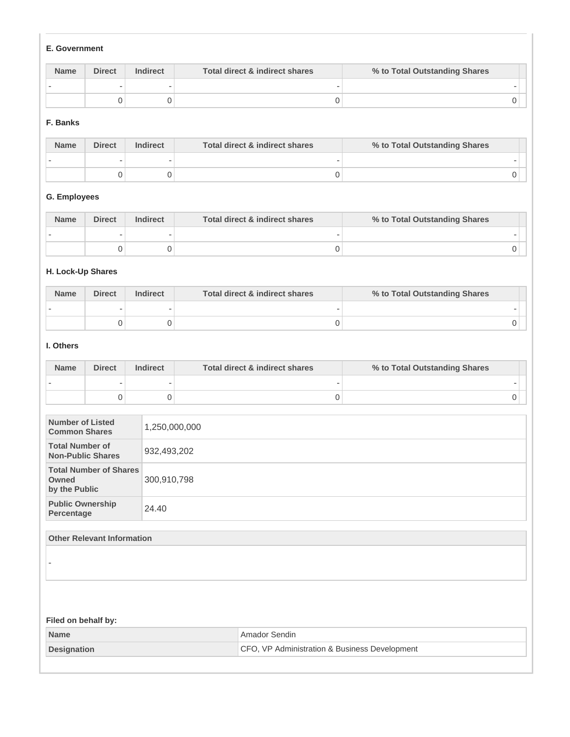#### E. Government

| Name | Direct | Indirect | Total direct & indirect shares | % to Total Outstanding Shares |
|---|---|---|---|---|
| - | - | - | - | - |
| | 0 | 0 | 0 | 0 |

#### F. Banks

| Name | Direct | Indirect | Total direct & indirect shares | % to Total Outstanding Shares |
|---|---|---|---|---|
| - | - | - | - | - |
| | 0 | 0 | 0 | 0 |

#### G. Employees

| Name | Direct | Indirect | Total direct & indirect shares | % to Total Outstanding Shares |
|---|---|---|---|---|
| - | - | - | - | - |
| | 0 | 0 | 0 | 0 |

#### H. Lock-Up Shares

| Name | Direct | Indirect | Total direct & indirect shares | % to Total Outstanding Shares |
|---|---|---|---|---|
| - | - | - | - | - |
| | 0 | 0 | 0 | 0 |

#### I. Others

| Name | Direct | Indirect | Total direct & indirect shares | % to Total Outstanding Shares |
|---|---|---|---|---|
| - | - | - | - | - |
| | 0 | 0 | 0 | 0 |

| | |
|---|---|
| **Number of Listed Common Shares** | 1,250,000,000 |
| **Total Number of Non-Public Shares** | 932,493,202 |
| **Total Number of Shares Owned by the Public** | 300,910,798 |
| **Public Ownership Percentage** | 24.40 |

| Other Relevant Information |
|---|
| - |

**Filed on behalf by:**

| | |
|---|---|
| **Name** | Amador Sendin |
| **Designation** | CFO, VP Administration & Business Development |